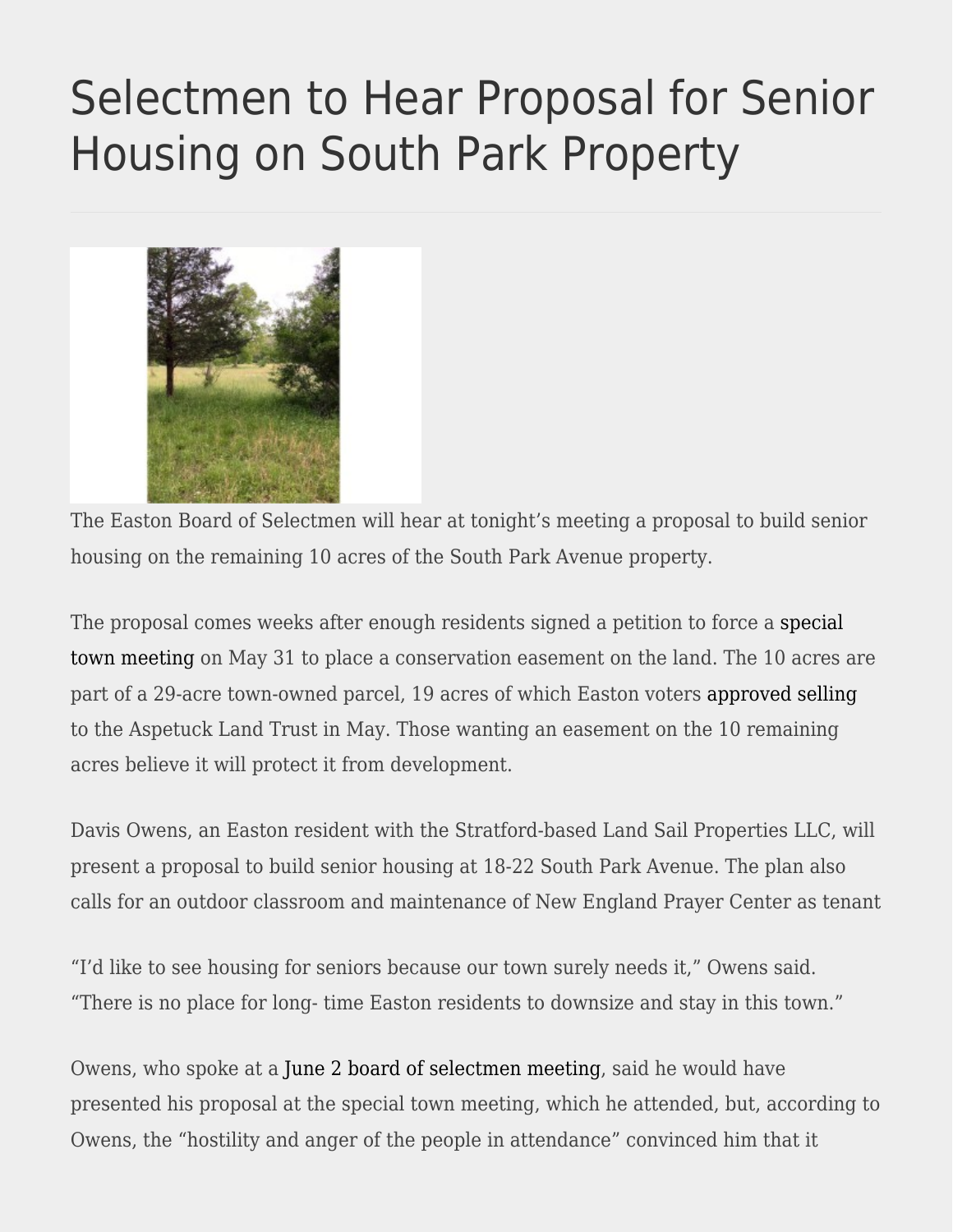# Selectmen to Hear Proposal for Senior Housing on South Park Property

The Easton Board of Selectmen will hear at tonight's meeting a proposal to build senior housing on the remaining 10 acres of the South Park Avenue property.

The proposal comes weeks after enough residents signed a petition to force a special town meeting on May 31 to place a conservation easement on the land. The 10 acres are part of a 29-acre town-owned parcel, 19 acres of which Easton voters approved selling to the Aspetuck Land Trust in May. Those wanting an easement on the 10 remaining acres believe it will protect it from development.

Davis Owens, an Easton resident with the Stratford-based Land Sail Properties LLC, will present a proposal to build senior housing at 18-22 South Park Avenue. The plan also calls for an outdoor classroom and maintenance of New England Prayer Center as tenant

"I'd like to see housing for seniors because our town surely needs it," Owens said. "There is no place for long- time Easton residents to downsize and stay in this town."

Owens, who spoke at a June 2 board of selectmen meeting, said he would have presented his proposal at the special town meeting, which he attended, but, according to Owens, the "hostility and anger of the people in attendance" convinced him that it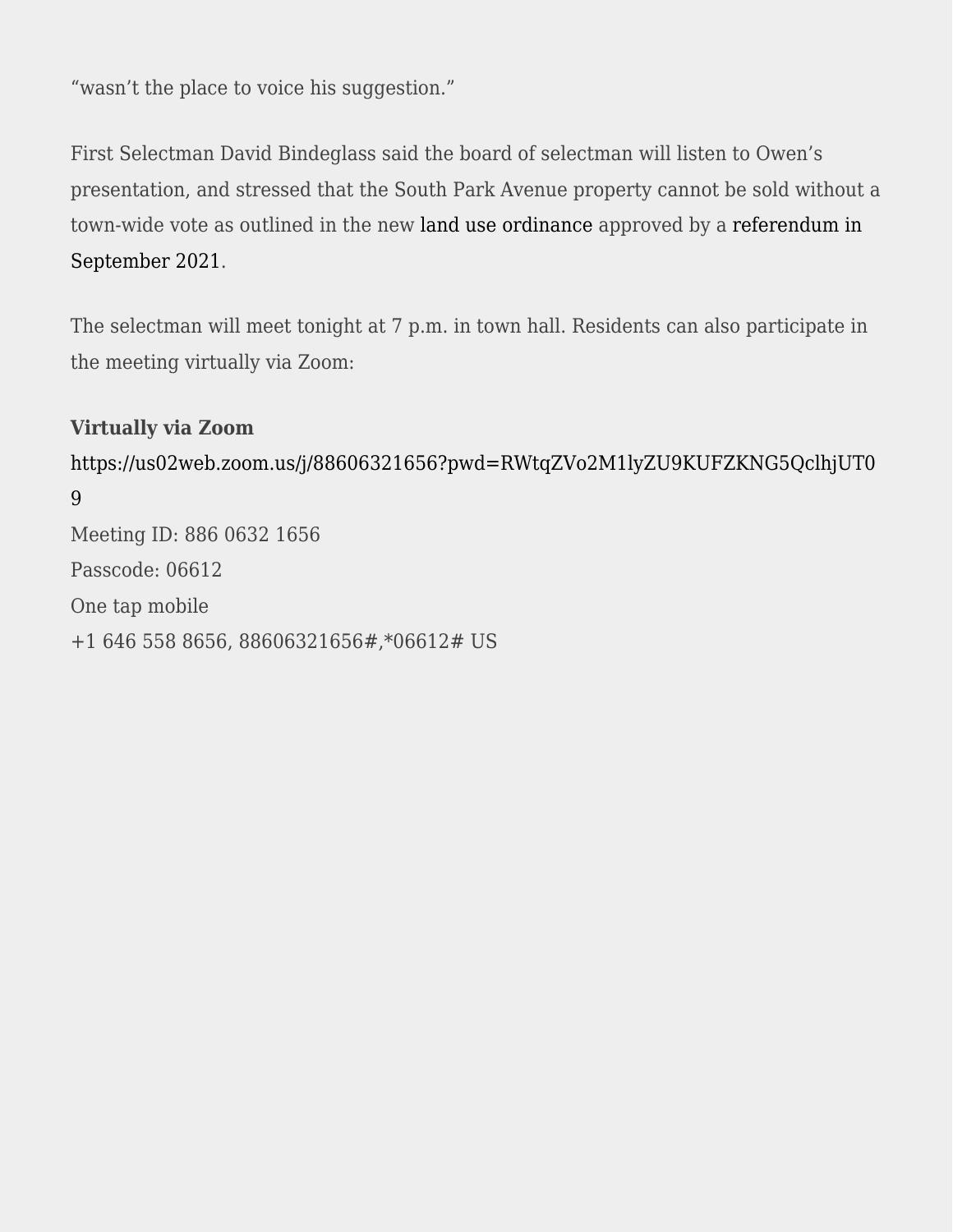"wasn't the place to voice his suggestion."

First Selectman David Bindeglass said the board of selectman will listen to Owen's presentation, and stressed that the South Park Avenue property cannot be sold without a town-wide vote as outlined in the new land use ordinance approved by a referendum in September 2021.

The selectman will meet tonight at 7 p.m. in town hall. Residents can also participate in the meeting virtually via Zoom:

**Virtually via Zoom**
https://us02web.zoom.us/j/88606321656?pwd=RWtqZVo2M1lyZU9KUFZKNG5QclhjUT09
Meeting ID: 886 0632 1656
Passcode: 06612
One tap mobile
+1 646 558 8656, 88606321656#,*06612# US